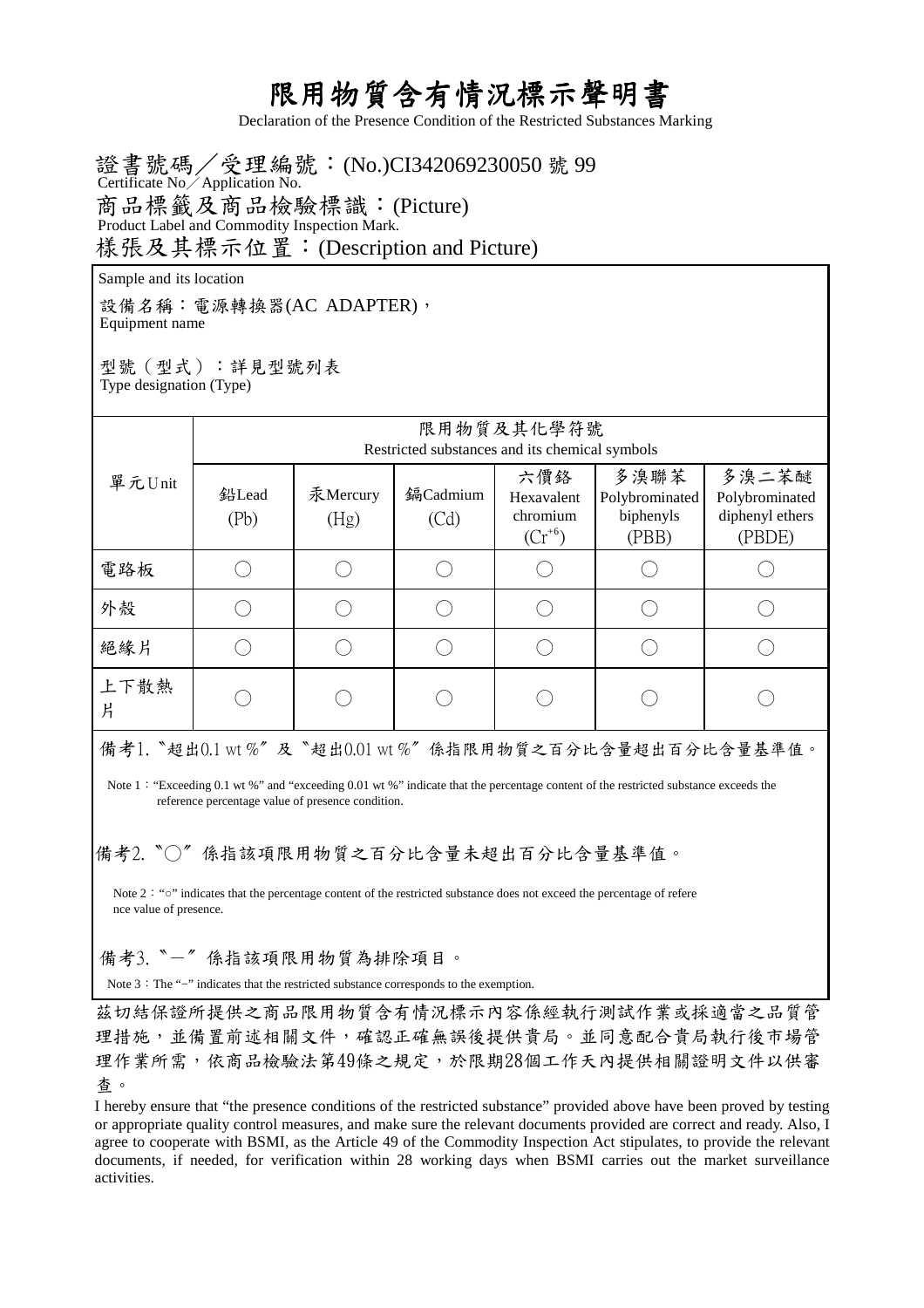# 限用物質含有情況標示聲明書

Declaration of the Presence Condition of the Restricted Substances Marking

證書號碼／受理編號：(No.)CI342069230050 號 99
Certificate No／Application No.

商品標籤及商品檢驗標識：(Picture)
Product Label and Commodity Inspection Mark.

樣張及其標示位置：(Description and Picture)
Sample and its location

設備名稱：電源轉換器(AC ADAPTER)，
Equipment name

型號（型式）：詳見型號列表
Type designation (Type)

| 單元Unit | 限用物質及其化學符號 Restricted substances and its chemical symbols | | | | | |
|---|---|---|---|---|---|---|
| | 鉛Lead (Pb) | 汞Mercury (Hg) | 鎘Cadmium (Cd) | 六價鉻 Hexavalent chromium ($Cr^{+6}$) | 多溴聯苯 Polybrominated biphenyls (PBB) | 多溴二苯醚 Polybrominated diphenyl ethers (PBDE) |
| 電路板 | ○ | ○ | ○ | ○ | ○ | ○ |
| 外殼 | ○ | ○ | ○ | ○ | ○ | ○ |
| 絕緣片 | ○ | ○ | ○ | ○ | ○ | ○ |
| 上下散熱片 | ○ | ○ | ○ | ○ | ○ | ○ |

備考1. 〝超出0.1 wt %〞及〝超出0.01 wt %〞係指限用物質之百分比含量超出百分比含量基準值。

Note 1：“Exceeding 0.1 wt %” and “exceeding 0.01 wt %” indicate that the percentage content of the restricted substance exceeds the reference percentage value of presence condition.

備考2. 〝○〞係指該項限用物質之百分比含量未超出百分比含量基準值。

Note 2：“○” indicates that the percentage content of the restricted substance does not exceed the percentage of reference value of presence.

備考3. 〝－〞係指該項限用物質為排除項目。

Note 3：The “−” indicates that the restricted substance corresponds to the exemption.

茲切結保證所提供之商品限用物質含有情況標示內容係經執行測試作業或採適當之品質管理措施，並備置前述相關文件，確認正確無誤後提供貴局。並同意配合貴局執行後市場管理作業所需，依商品檢驗法第49條之規定，於限期28個工作天內提供相關證明文件以供審查。

I hereby ensure that “the presence conditions of the restricted substance” provided above have been proved by testing or appropriate quality control measures, and make sure the relevant documents provided are correct and ready. Also, I agree to cooperate with BSMI, as the Article 49 of the Commodity Inspection Act stipulates, to provide the relevant documents, if needed, for verification within 28 working days when BSMI carries out the market surveillance activities.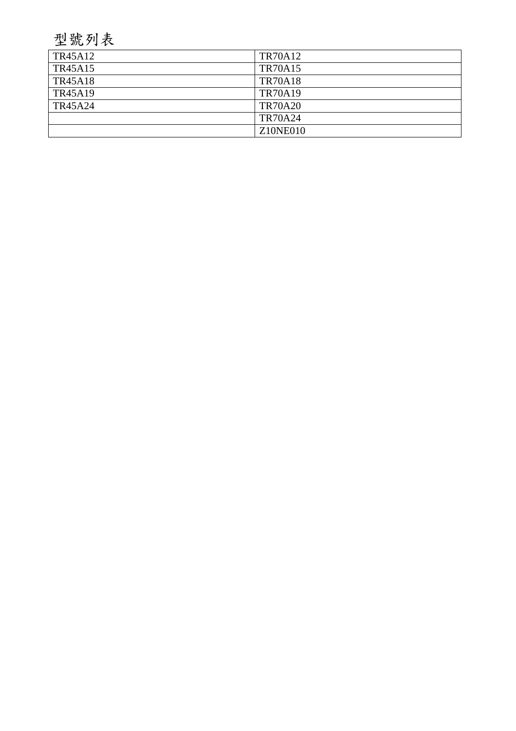# 型號列表

| | |
|---|---|
| TR45A12 | TR70A12 |
| TR45A15 | TR70A15 |
| TR45A18 | TR70A18 |
| TR45A19 | TR70A19 |
| TR45A24 | TR70A20 |
| | TR70A24 |
| | Z10NE010 |